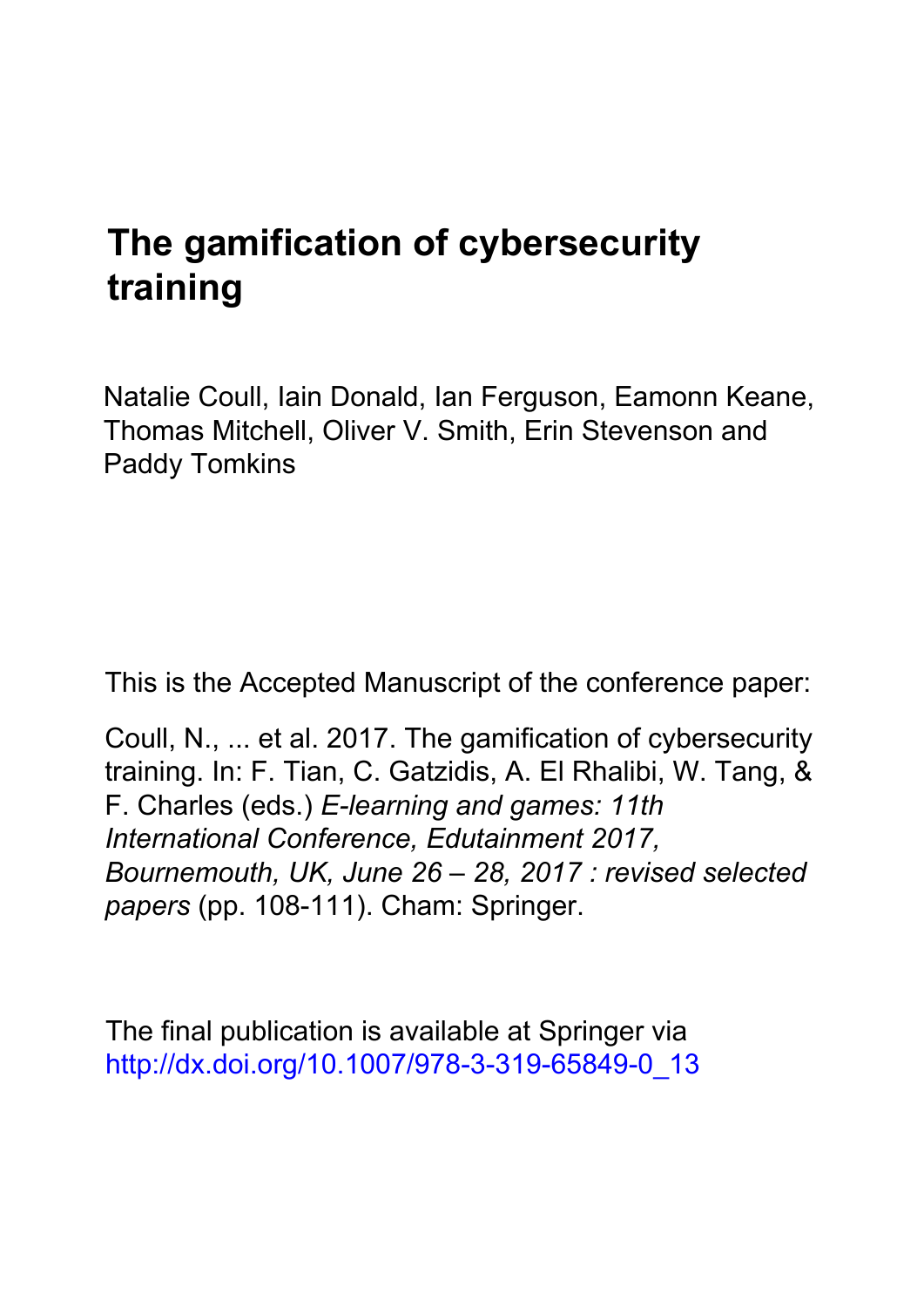# The gamification of cybersecurity training

Natalie Coull, Iain Donald, Ian Ferguson, Eamonn Keane, Thomas Mitchell, Oliver V. Smith, Erin Stevenson and Paddy Tomkins

This is the Accepted Manuscript of the conference paper:

Coull, N., ... et al. 2017. The gamification of cybersecurity training. In: F. Tian, C. Gatzidis, A. El Rhalibi, W. Tang, & F. Charles (eds.) *E-learning and games: 11th International Conference, Edutainment 2017, Bournemouth, UK, June 26 – 28, 2017 : revised selected papers* (pp. 108-111). Cham: Springer.

The final publication is available at Springer via http://dx.doi.org/10.1007/978-3-319-65849-0_13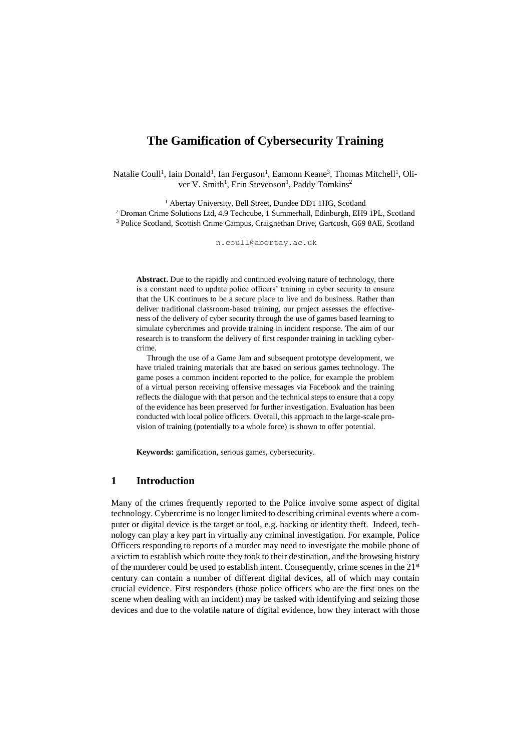# The Gamification of Cybersecurity Training

Natalie Coull[1], Iain Donald[1], Ian Ferguson[1], Eamonn Keane[3], Thomas Mitchell[1], Oliver V. Smith[1], Erin Stevenson[1], Paddy Tomkins[2]

[1] Abertay University, Bell Street, Dundee DD1 1HG, Scotland
[2] Droman Crime Solutions Ltd, 4.9 Techcube, 1 Summerhall, Edinburgh, EH9 1PL, Scotland
[3] Police Scotland, Scottish Crime Campus, Craignethan Drive, Gartcosh, G69 8AE, Scotland

n.coull@abertay.ac.uk

**Abstract.** Due to the rapidly and continued evolving nature of technology, there is a constant need to update police officers' training in cyber security to ensure that the UK continues to be a secure place to live and do business. Rather than deliver traditional classroom-based training, our project assesses the effectiveness of the delivery of cyber security through the use of games based learning to simulate cybercrimes and provide training in incident response. The aim of our research is to transform the delivery of first responder training in tackling cybercrime.

Through the use of a Game Jam and subsequent prototype development, we have trialed training materials that are based on serious games technology. The game poses a common incident reported to the police, for example the problem of a virtual person receiving offensive messages via Facebook and the training reflects the dialogue with that person and the technical steps to ensure that a copy of the evidence has been preserved for further investigation. Evaluation has been conducted with local police officers. Overall, this approach to the large-scale provision of training (potentially to a whole force) is shown to offer potential.

**Keywords:** gamification, serious games, cybersecurity.

## 1 Introduction

Many of the crimes frequently reported to the Police involve some aspect of digital technology. Cybercrime is no longer limited to describing criminal events where a computer or digital device is the target or tool, e.g. hacking or identity theft. Indeed, technology can play a key part in virtually any criminal investigation. For example, Police Officers responding to reports of a murder may need to investigate the mobile phone of a victim to establish which route they took to their destination, and the browsing history of the murderer could be used to establish intent. Consequently, crime scenes in the 21st century can contain a number of different digital devices, all of which may contain crucial evidence. First responders (those police officers who are the first ones on the scene when dealing with an incident) may be tasked with identifying and seizing those devices and due to the volatile nature of digital evidence, how they interact with those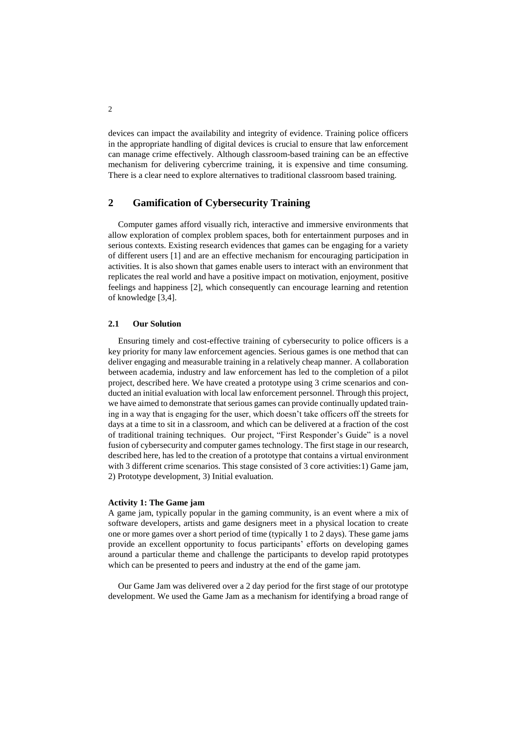devices can impact the availability and integrity of evidence. Training police officers in the appropriate handling of digital devices is crucial to ensure that law enforcement can manage crime effectively. Although classroom-based training can be an effective mechanism for delivering cybercrime training, it is expensive and time consuming. There is a clear need to explore alternatives to traditional classroom based training.

## 2 Gamification of Cybersecurity Training

Computer games afford visually rich, interactive and immersive environments that allow exploration of complex problem spaces, both for entertainment purposes and in serious contexts. Existing research evidences that games can be engaging for a variety of different users [1] and are an effective mechanism for encouraging participation in activities. It is also shown that games enable users to interact with an environment that replicates the real world and have a positive impact on motivation, enjoyment, positive feelings and happiness [2], which consequently can encourage learning and retention of knowledge [3,4].

### 2.1 Our Solution

Ensuring timely and cost-effective training of cybersecurity to police officers is a key priority for many law enforcement agencies. Serious games is one method that can deliver engaging and measurable training in a relatively cheap manner. A collaboration between academia, industry and law enforcement has led to the completion of a pilot project, described here. We have created a prototype using 3 crime scenarios and conducted an initial evaluation with local law enforcement personnel. Through this project, we have aimed to demonstrate that serious games can provide continually updated training in a way that is engaging for the user, which doesn't take officers off the streets for days at a time to sit in a classroom, and which can be delivered at a fraction of the cost of traditional training techniques. Our project, "First Responder's Guide" is a novel fusion of cybersecurity and computer games technology. The first stage in our research, described here, has led to the creation of a prototype that contains a virtual environment with 3 different crime scenarios. This stage consisted of 3 core activities:1) Game jam, 2) Prototype development, 3) Initial evaluation.

**Activity 1: The Game jam**

A game jam, typically popular in the gaming community, is an event where a mix of software developers, artists and game designers meet in a physical location to create one or more games over a short period of time (typically 1 to 2 days). These game jams provide an excellent opportunity to focus participants' efforts on developing games around a particular theme and challenge the participants to develop rapid prototypes which can be presented to peers and industry at the end of the game jam.

Our Game Jam was delivered over a 2 day period for the first stage of our prototype development. We used the Game Jam as a mechanism for identifying a broad range of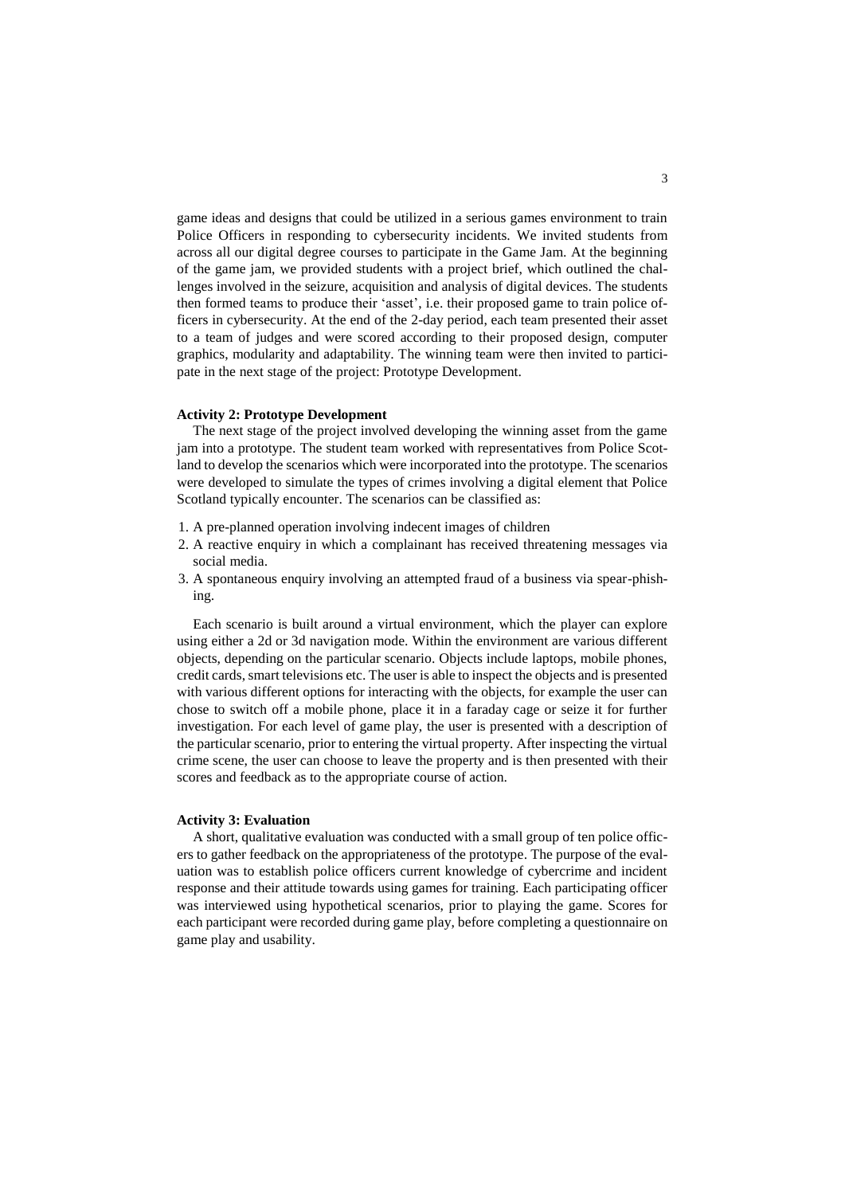game ideas and designs that could be utilized in a serious games environment to train Police Officers in responding to cybersecurity incidents. We invited students from across all our digital degree courses to participate in the Game Jam. At the beginning of the game jam, we provided students with a project brief, which outlined the challenges involved in the seizure, acquisition and analysis of digital devices. The students then formed teams to produce their 'asset', i.e. their proposed game to train police officers in cybersecurity. At the end of the 2-day period, each team presented their asset to a team of judges and were scored according to their proposed design, computer graphics, modularity and adaptability. The winning team were then invited to participate in the next stage of the project: Prototype Development.

**Activity 2: Prototype Development**

The next stage of the project involved developing the winning asset from the game jam into a prototype. The student team worked with representatives from Police Scotland to develop the scenarios which were incorporated into the prototype. The scenarios were developed to simulate the types of crimes involving a digital element that Police Scotland typically encounter. The scenarios can be classified as:

1. A pre-planned operation involving indecent images of children
2. A reactive enquiry in which a complainant has received threatening messages via social media.
3. A spontaneous enquiry involving an attempted fraud of a business via spear-phishing.

Each scenario is built around a virtual environment, which the player can explore using either a 2d or 3d navigation mode. Within the environment are various different objects, depending on the particular scenario. Objects include laptops, mobile phones, credit cards, smart televisions etc. The user is able to inspect the objects and is presented with various different options for interacting with the objects, for example the user can chose to switch off a mobile phone, place it in a faraday cage or seize it for further investigation. For each level of game play, the user is presented with a description of the particular scenario, prior to entering the virtual property. After inspecting the virtual crime scene, the user can choose to leave the property and is then presented with their scores and feedback as to the appropriate course of action.

**Activity 3: Evaluation**

A short, qualitative evaluation was conducted with a small group of ten police officers to gather feedback on the appropriateness of the prototype. The purpose of the evaluation was to establish police officers current knowledge of cybercrime and incident response and their attitude towards using games for training. Each participating officer was interviewed using hypothetical scenarios, prior to playing the game. Scores for each participant were recorded during game play, before completing a questionnaire on game play and usability.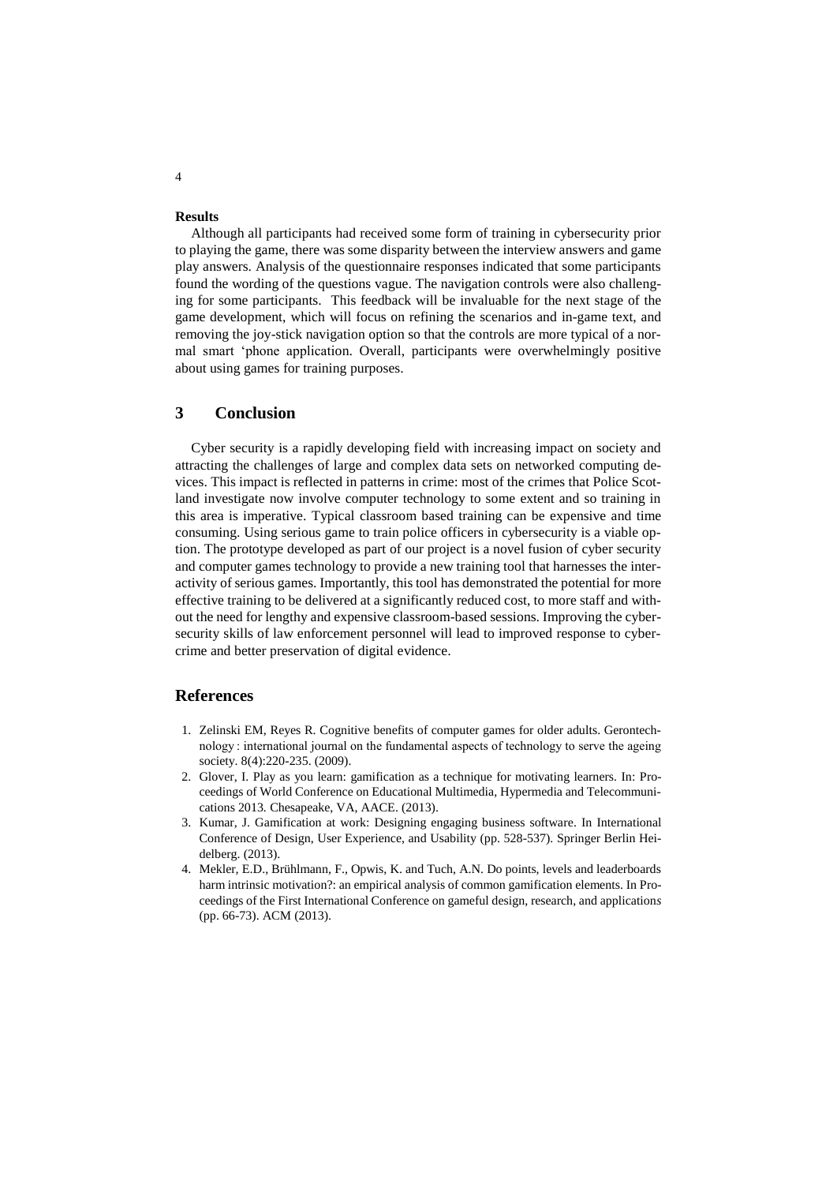**Results**

Although all participants had received some form of training in cybersecurity prior to playing the game, there was some disparity between the interview answers and game play answers. Analysis of the questionnaire responses indicated that some participants found the wording of the questions vague. The navigation controls were also challenging for some participants. This feedback will be invaluable for the next stage of the game development, which will focus on refining the scenarios and in-game text, and removing the joy-stick navigation option so that the controls are more typical of a normal smart 'phone application. Overall, participants were overwhelmingly positive about using games for training purposes.

## 3 Conclusion

Cyber security is a rapidly developing field with increasing impact on society and attracting the challenges of large and complex data sets on networked computing devices. This impact is reflected in patterns in crime: most of the crimes that Police Scotland investigate now involve computer technology to some extent and so training in this area is imperative. Typical classroom based training can be expensive and time consuming. Using serious game to train police officers in cybersecurity is a viable option. The prototype developed as part of our project is a novel fusion of cyber security and computer games technology to provide a new training tool that harnesses the interactivity of serious games. Importantly, this tool has demonstrated the potential for more effective training to be delivered at a significantly reduced cost, to more staff and without the need for lengthy and expensive classroom-based sessions. Improving the cybersecurity skills of law enforcement personnel will lead to improved response to cybercrime and better preservation of digital evidence.

## References

1. Zelinski EM, Reyes R. Cognitive benefits of computer games for older adults. Gerontechnology : international journal on the fundamental aspects of technology to serve the ageing society. 8(4):220-235. (2009).
2. Glover, I. Play as you learn: gamification as a technique for motivating learners. In: Proceedings of World Conference on Educational Multimedia, Hypermedia and Telecommunications 2013. Chesapeake, VA, AACE. (2013).
3. Kumar, J. Gamification at work: Designing engaging business software. In International Conference of Design, User Experience, and Usability (pp. 528-537). Springer Berlin Heidelberg. (2013).
4. Mekler, E.D., Brühlmann, F., Opwis, K. and Tuch, A.N. Do points, levels and leaderboards harm intrinsic motivation?: an empirical analysis of common gamification elements. In Proceedings of the First International Conference on gameful design, research, and applications (pp. 66-73). ACM (2013).